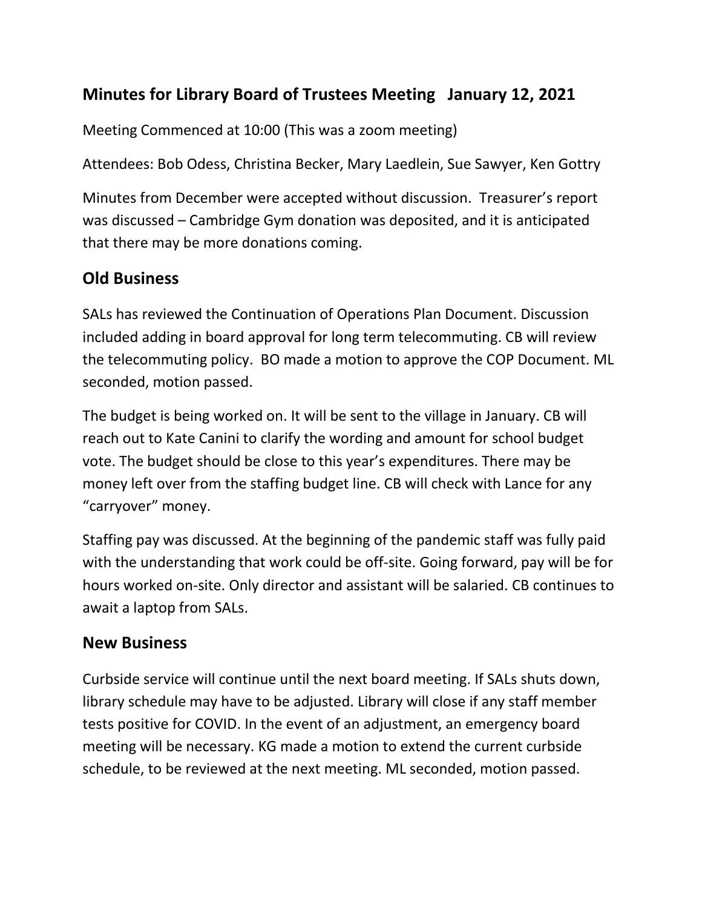## Minutes for Library Board of Trustees Meeting January 12, 2021

Meeting Commenced at 10:00 (This was a zoom meeting)

Attendees: Bob Odess, Christina Becker, Mary Laedlein, Sue Sawyer, Ken Gottry

Minutes from December were accepted without discussion. Treasurer's report was discussed – Cambridge Gym donation was deposited, and it is anticipated that there may be more donations coming.

## Old Business

SALs has reviewed the Continuation of Operations Plan Document. Discussion included adding in board approval for long term telecommuting. CB will review the telecommuting policy. BO made a motion to approve the COP Document. ML seconded, motion passed.

The budget is being worked on. It will be sent to the village in January. CB will reach out to Kate Canini to clarify the wording and amount for school budget vote. The budget should be close to this year's expenditures. There may be money left over from the staffing budget line. CB will check with Lance for any "carryover" money.

Staffing pay was discussed. At the beginning of the pandemic staff was fully paid with the understanding that work could be off-site. Going forward, pay will be for hours worked on-site. Only director and assistant will be salaried. CB continues to await a laptop from SALs.

## New Business

Curbside service will continue until the next board meeting. If SALs shuts down, library schedule may have to be adjusted. Library will close if any staff member tests positive for COVID. In the event of an adjustment, an emergency board meeting will be necessary. KG made a motion to extend the current curbside schedule, to be reviewed at the next meeting. ML seconded, motion passed.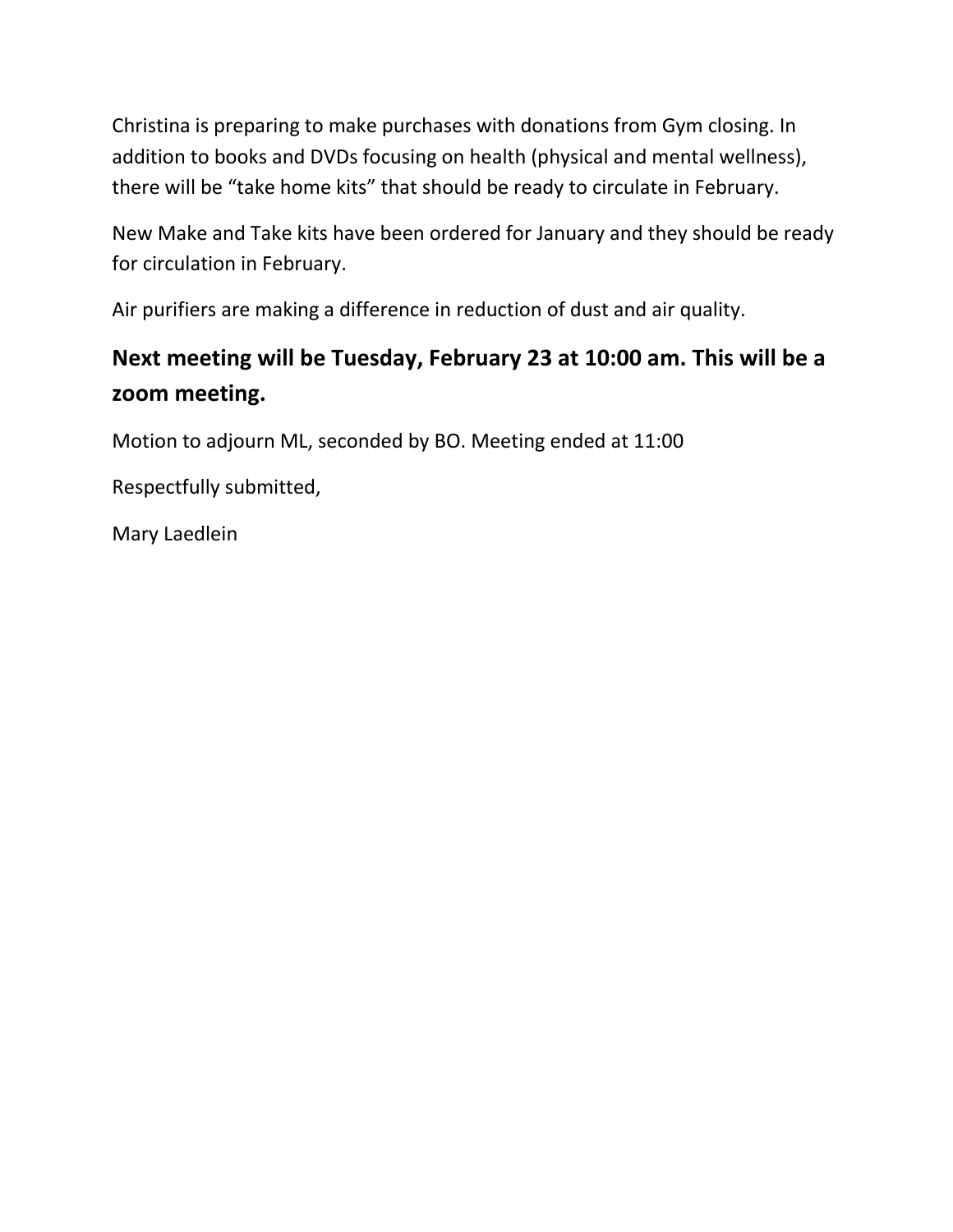Christina is preparing to make purchases with donations from Gym closing. In addition to books and DVDs focusing on health (physical and mental wellness), there will be “take home kits” that should be ready to circulate in February.

New Make and Take kits have been ordered for January and they should be ready for circulation in February.

Air purifiers are making a difference in reduction of dust and air quality.

**Next meeting will be Tuesday, February 23 at 10:00 am. This will be a zoom meeting.**

Motion to adjourn ML, seconded by BO. Meeting ended at 11:00

Respectfully submitted,

Mary Laedlein